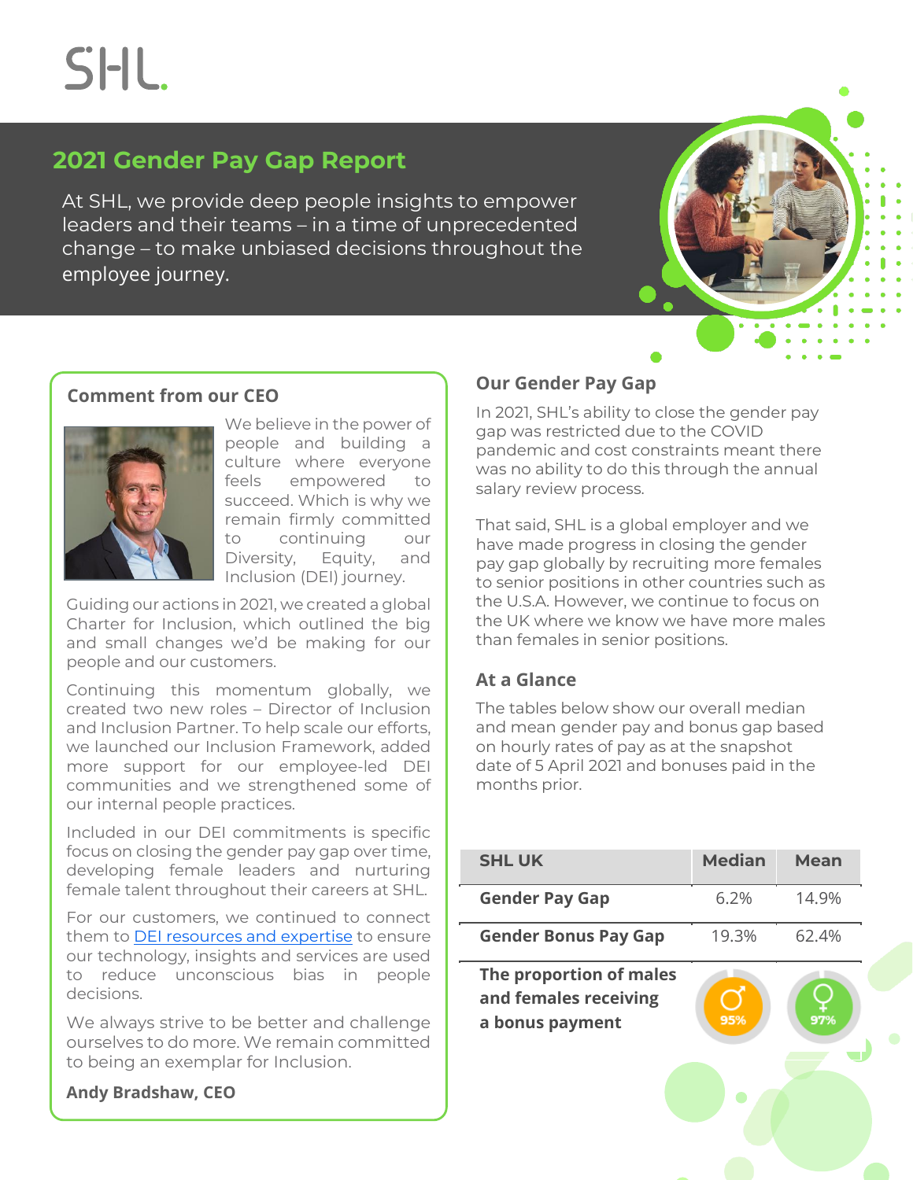# SHL.

## 2021 Gender Pay Gap Report

At SHL, we provide deep people insights to empower leaders and their teams – in a time of unprecedented change – to make unbiased decisions throughout the employee journey.

### Comment from our CEO

We believe in the power of people and building a culture where everyone feels empowered to succeed. Which is why we remain firmly committed to continuing our Diversity, Equity, and Inclusion (DEI) journey.

Guiding our actions in 2021, we created a global Charter for Inclusion, which outlined the big and small changes we'd be making for our people and our customers.

Continuing this momentum globally, we created two new roles – Director of Inclusion and Inclusion Partner. To help scale our efforts, we launched our Inclusion Framework, added more support for our employee-led DEI communities and we strengthened some of our internal people practices.

Included in our DEI commitments is specific focus on closing the gender pay gap over time, developing female leaders and nurturing female talent throughout their careers at SHL.

For our customers, we continued to connect them to DEI resources and expertise to ensure our technology, insights and services are used to reduce unconscious bias in people decisions.

We always strive to be better and challenge ourselves to do more. We remain committed to being an exemplar for Inclusion.

**Andy Bradshaw, CEO**

### Our Gender Pay Gap

In 2021, SHL's ability to close the gender pay gap was restricted due to the COVID pandemic and cost constraints meant there was no ability to do this through the annual salary review process.

That said, SHL is a global employer and we have made progress in closing the gender pay gap globally by recruiting more females to senior positions in other countries such as the U.S.A. However, we continue to focus on the UK where we know we have more males than females in senior positions.

### At a Glance

The tables below show our overall median and mean gender pay and bonus gap based on hourly rates of pay as at the snapshot date of 5 April 2021 and bonuses paid in the months prior.

| SHL UK | Median | Mean |
|---|---|---|
| **Gender Pay Gap** | 6.2% | 14.9% |
| **Gender Bonus Pay Gap** | 19.3% | 62.4% |
| **The proportion of males and females receiving a bonus payment** | ♂ 95% | ♀ 97% |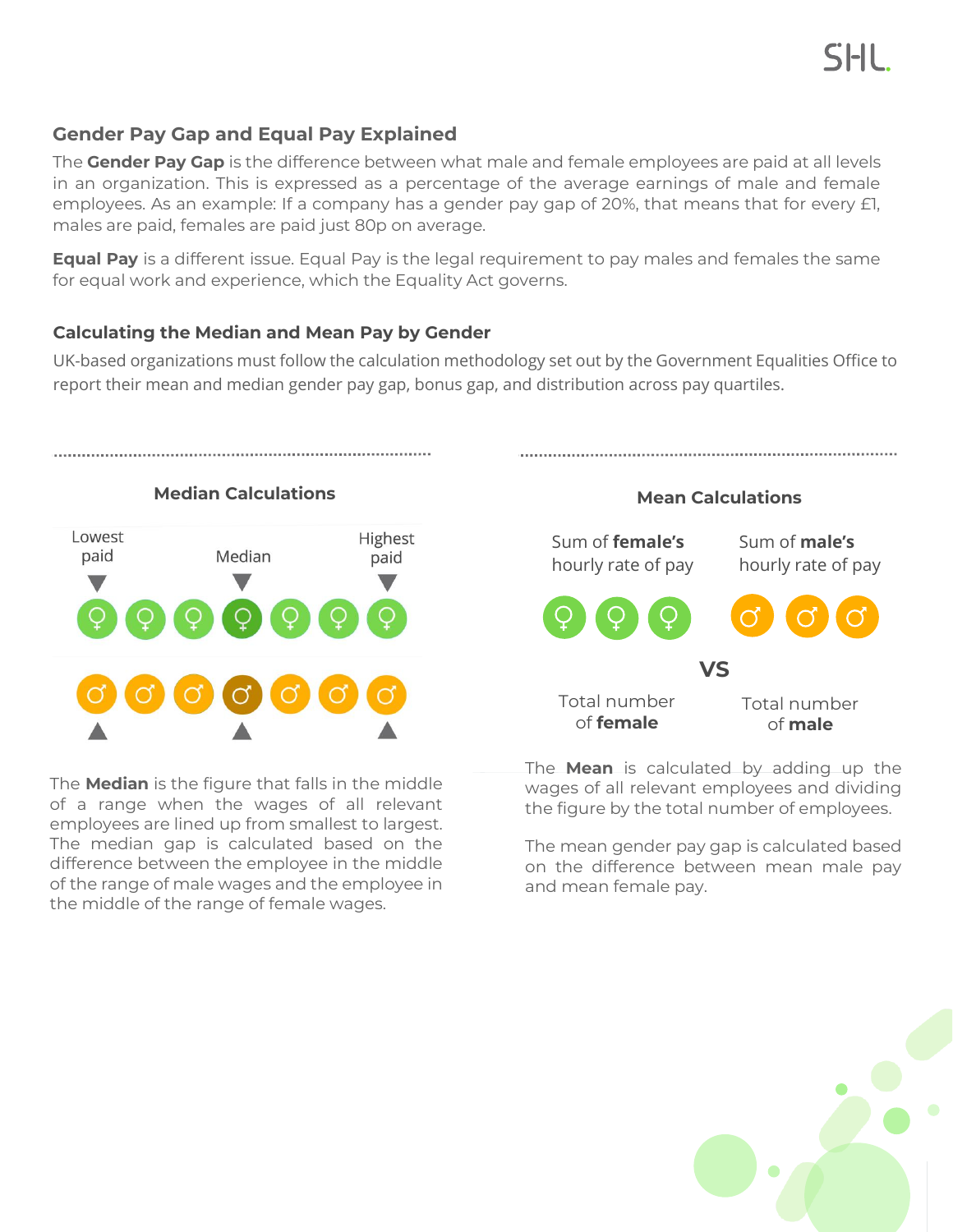## Gender Pay Gap and Equal Pay Explained

The **Gender Pay Gap** is the difference between what male and female employees are paid at all levels in an organization. This is expressed as a percentage of the average earnings of male and female employees. As an example: If a company has a gender pay gap of 20%, that means that for every £1, males are paid, females are paid just 80p on average.

**Equal Pay** is a different issue. Equal Pay is the legal requirement to pay males and females the same for equal work and experience, which the Equality Act governs.

### Calculating the Median and Mean Pay by Gender

UK-based organizations must follow the calculation methodology set out by the Government Equalities Office to report their mean and median gender pay gap, bonus gap, and distribution across pay quartiles.

#### Median Calculations

Lowest paid — Median — Highest paid

The **Median** is the figure that falls in the middle of a range when the wages of all relevant employees are lined up from smallest to largest. The median gap is calculated based on the difference between the employee in the middle of the range of male wages and the employee in the middle of the range of female wages.

#### Mean Calculations

Sum of **female's** hourly rate of pay / Total number of **female**

**VS**

Sum of **male's** hourly rate of pay / Total number of **male**

The **Mean** is calculated by adding up the wages of all relevant employees and dividing the figure by the total number of employees.

The mean gender pay gap is calculated based on the difference between mean male pay and mean female pay.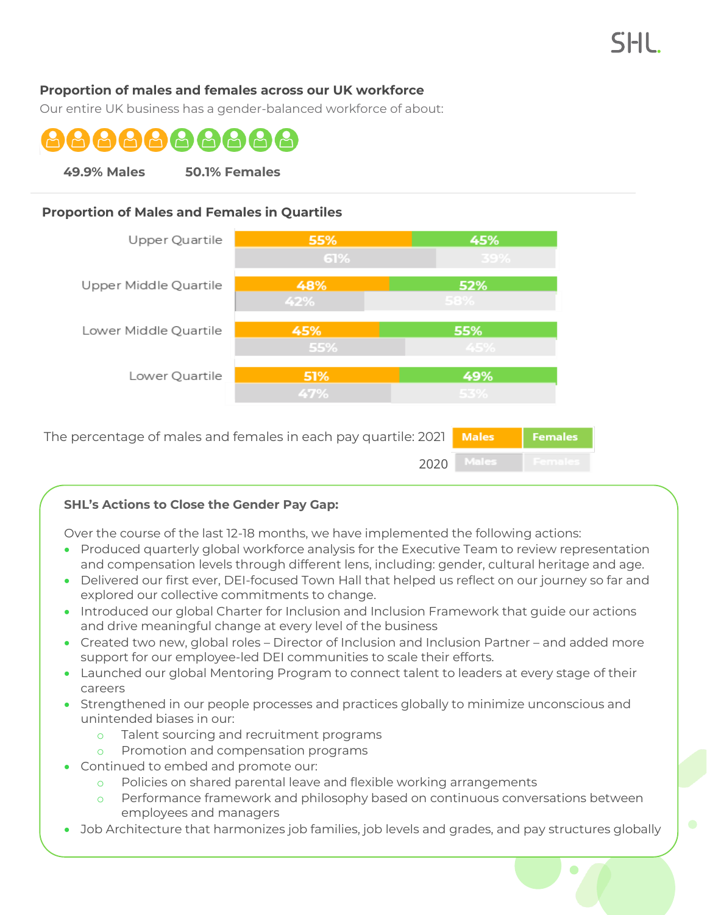### Proportion of males and females across our UK workforce

Our entire UK business has a gender-balanced workforce of about:

**49.9% Males** **50.1% Females**

### Proportion of Males and Females in Quartiles

Upper Quartile
55%
45%
61%
39%

Upper Middle Quartile
48%
52%
42%
58%

Lower Middle Quartile
45%
55%
55%
45%

Lower Quartile
51%
49%
47%
53%

The percentage of males and females in each pay quartile: 2021 Males Females

2020 Males Females

**SHL's Actions to Close the Gender Pay Gap:**

Over the course of the last 12-18 months, we have implemented the following actions:

- Produced quarterly global workforce analysis for the Executive Team to review representation and compensation levels through different lens, including: gender, cultural heritage and age.
- Delivered our first ever, DEI-focused Town Hall that helped us reflect on our journey so far and explored our collective commitments to change.
- Introduced our global Charter for Inclusion and Inclusion Framework that guide our actions and drive meaningful change at every level of the business
- Created two new, global roles – Director of Inclusion and Inclusion Partner – and added more support for our employee-led DEI communities to scale their efforts.
- Launched our global Mentoring Program to connect talent to leaders at every stage of their careers
- Strengthened in our people processes and practices globally to minimize unconscious and unintended biases in our:
  - Talent sourcing and recruitment programs
  - Promotion and compensation programs
- Continued to embed and promote our:
  - Policies on shared parental leave and flexible working arrangements
  - Performance framework and philosophy based on continuous conversations between employees and managers
- Job Architecture that harmonizes job families, job levels and grades, and pay structures globally